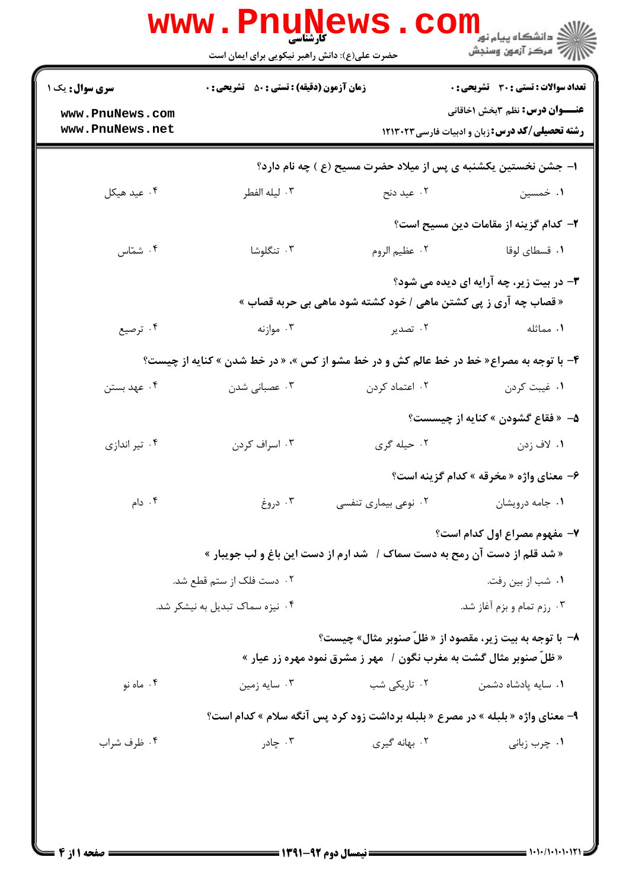کارشناسی

حضرت علی(ع): دانش راهبر نیکویی برای ایمان است

**سری سوال:** یک ۱

**زمان آزمون (دقیقه) : تستی : ۵۰ تشریحی : ۰**

**تعداد سوالات : تستی : ۳۰ تشریحی : ۰**

**عنـــوان درس:** نظم ۳بخش ۱خاقانی

**رشته تحصیلی/کد درس:** زبان و ادبیات فارسی ۱۲۱۳۰۲۳

۱- جشن نخستین یکشنبه ی پس از میلاد حضرت مسیح (ع ) چه نام دارد؟

۱. خمسین ۲. عید دنح ۳. لیله القطر ۴. عید هیکل

۲- کدام گزینه از مقامات دین مسیح است؟

۱. قسطای لوقا ۲. عظیم الروم ۳. تنگلوشا ۴. شمّاس

۳- در بیت زیر، چه آرایه ای دیده می شود؟

« قصاب چه آری ز پی کشتن ماهی / خود کشته شود ماهی بی حربه قصاب »

۱. مماثله ۲. تصدیر ۳. موازنه ۴. ترصیع

۴- با توجه به مصراع« خط در خط عالم کش و در خط مشو از کس »، « در خط شدن » کنایه از چیست؟

۱. غیبت کردن ۲. اعتماد کردن ۳. عصبانی شدن ۴. عهد بستن

۵- « فقاع گشودن » کنایه از چیسست؟

۱. لاف زدن ۲. حیله گری ۳. اسراف کردن ۴. تیر اندازی

۶- معنای واژه « مخرقه » کدام گزینه است؟

۱. جامه درویشان ۲. نوعی بیماری تنفسی ۳. دروغ ۴. دام

۷- مفهوم مصراع اول کدام است؟

« شد قلم از دست آن رمح به دست سماک / شد ارم از دست این باغ و لب جویبار »

۱. شب از بین رفت. ۲. دست فلک از ستم قطع شد.

۳. رزم تمام و بزم آغاز شد. ۴. نیزه سماک تبدیل به نیشکر شد.

۸- با توجه به بیت زیر، مقصود از « ظلّ صنوبر مثال» چیست؟

« ظلّ صنوبر مثال گشت به مغرب نگون / مهر ز مشرق نمود مهره زر عیار »

۱. سایه پادشاه دشمن ۲. تاریکی شب ۳. سایه زمین ۴. ماه نو

۹- معنای واژه « بلبله » در مصرع « بلبله برداشت زود کرد پس آنگه سلام » کدام است؟

۱. چرب زبانی ۲. بهانه گیری ۳. چادر ۴. ظرف شراب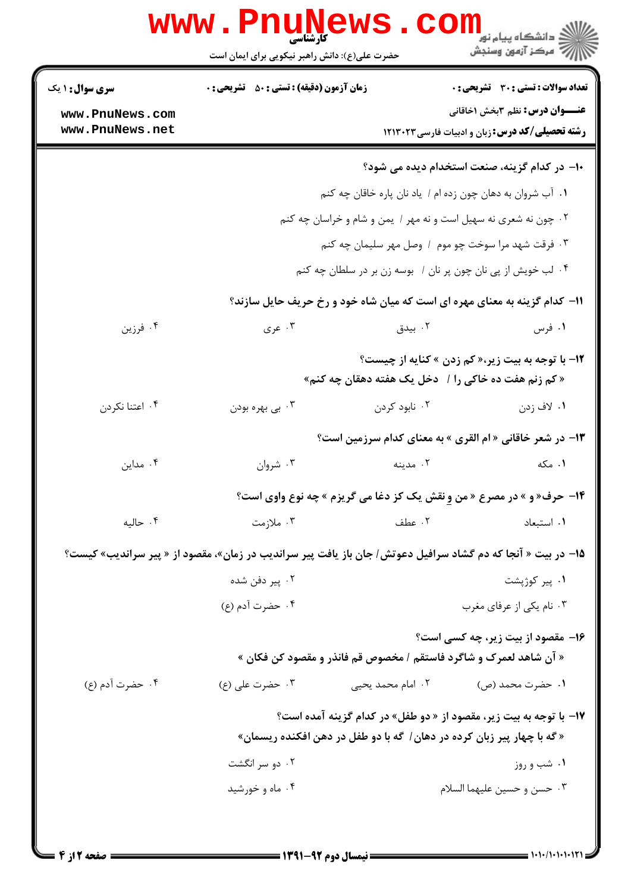**سری سوال:** ۱ یک

**زمان آزمون (دقیقه) : تستی : ۵۰ تشریحی : ۰**

**تعداد سوالات : تستی : ۳۰ تشریحی : ۰**

**عنـــوان درس:** نظم ۳بخش ۱خاقانی

**رشته تحصیلی/کد درس:** زبان و ادبیات فارسی۱۲۱۳۰۲۳

**۱۰- در کدام گزینه، صنعت استخدام دیده می شود؟**

۱. آب شروان به دهان چون زده ام / یاد نان پاره خاقان چه کنم

۲. چون نه شعری نه سهیل است و نه مهر / یمن و شام و خراسان چه کنم

۳. فرقت شهد مرا سوخت چو موم / وصل مهر سلیمان چه کنم

۴. لب خویش از پی نان چون پر نان / بوسه زن بر در سلطان چه کنم

**۱۱- کدام گزینه به معنای مهره ای است که میان شاه خود و رخ حریف حایل سازند؟**

۱. فرس
۲. بیدق
۳. عری
۴. فرزین

**۱۲- با توجه به بیت زیر،« کم زدن » کنایه از چیست؟**

**« کم زنم هفت ده خاکی را / دخل یک هفته دهقان چه کنم»**

۱. لاف زدن
۲. نابود کردن
۳. بی بهره بودن
۴. اعتنا نکردن

**۱۳- در شعر خاقانی « ام القری » به معنای کدام سرزمین است؟**

۱. مکه
۲. مدینه
۳. شروان
۴. مداین

**۱۴- حرف« و » در مصرع « من وِ نقش یک کز دغا می گریزم » چه نوع واوی است؟**

۱. استبعاد
۲. عطف
۳. ملازمت
۴. حالیه

**۱۵- در بیت « آنجا که دم گشاد سرافیل دعوتش/ جان باز یافت پیر سراندیب در زمان»، مقصود از « پیر سراندیب» کیست؟**

۱. پیر کوژپشت
۲. پیر دفن شده
۳. نام یکی از عرفای مغرب
۴. حضرت آدم (ع)

**۱۶- مقصود از بیت زیر، چه کسی است؟**

**« آن شاهد لعمرک و شاگرد فاستقم / مخصوص قم فانذر و مقصود کن فکان »**

۱. حضرت محمد (ص)
۲. امام محمد یحیی
۳. حضرت علی (ع)
۴. حضرت آدم (ع)

**۱۷- با توجه به بیت زیر، مقصود از « دو طفل» در کدام گزینه آمده است؟**

**« گه با چهار پیر زبان کرده در دهان/ گه با دو طفل در دهن افکنده ریسمان»**

۱. شب و روز
۲. دو سر انگشت
۳. حسن و حسین علیهما السلام
۴. ماه و خورشید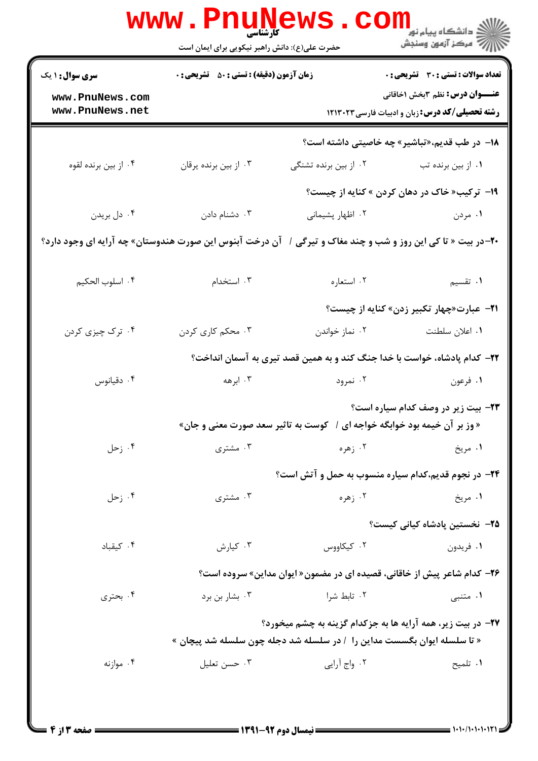**سری سؤال:** ۱ یک

**زمان آزمون (دقیقه) : تستی : ۵۰ تشریحی : ۰**

**تعداد سوالات : تستی : ۳۰ تشریحی : ۰**

**عنـــوان درس:** نظم ۳بخش اخاقانی

**رشته تحصیلی/کد درس:** زبان و ادبیات فارسی ۱۲۱۳۰۲۳

---

**۱۸- در طب قدیم،«تباشیر» چه خاصیتی داشته است؟**

۱. از بین برنده تب
۲. از بین برنده تشنگی
۳. از بین برنده یرقان
۴. از بین برنده لقوه

**۱۹- ترکیب« خاک در دهان کردن » کنایه از چیست؟**

۱. مردن
۲. اظهار پشیمانی
۳. دشنام دادن
۴. دل بریدن

**۲۰-در بیت « تا کی این روز و شب و چند مغاک و تیرگی / آن درخت آبنوس این صورت هندوستان» چه آرایه ای وجود دارد؟**

۱. تقسیم
۲. استعاره
۳. استخدام
۴. اسلوب الحکیم

**۲۱- عبارت«چهار تکبیر زدن» کنایه از چیست؟**

۱. اعلان سلطنت
۲. نماز خواندن
۳. محکم کاری کردن
۴. ترک چیزی کردن

**۲۲- کدام پادشاه، خواست با خدا جنگ کند و به همین قصد تیری به آسمان انداخت؟**

۱. فرعون
۲. نمرود
۳. ابرهه
۴. دقیانوس

**۲۳- بیت زیر در وصف کدام سیاره است؟**

«وز بر آن خیمه بود خوابگه خواجه ای / کوست به تاثیر سعد صورت معنی و جان»

۱. مریخ
۲. زهره
۳. مشتری
۴. زحل

**۲۴- در نجوم قدیم،کدام سیاره منسوب به حمل و آتش است؟**

۱. مریخ
۲. زهره
۳. مشتری
۴. زحل

**۲۵- نخستین پادشاه کیانی کیست؟**

۱. فریدون
۲. کیکاووس
۳. کیارش
۴. کیقباد

**۲۶- کدام شاعر پیش از خاقانی، قصیده ای در مضمون« ایوان مداین» سروده است؟**

۱. متنبی
۲. تابط شرا
۳. بشار بن برد
۴. بحتری

**۲۷- در بیت زیر، همه آرایه ها به جزکدام گزینه به چشم میخورد؟**

« تا سلسله ایوان بگسست مداین را / در سلسله شد دجله چون سلسله شد پیچان »

۱. تلمیح
۲. واج آرایی
۳. حسن تعلیل
۴. موازنه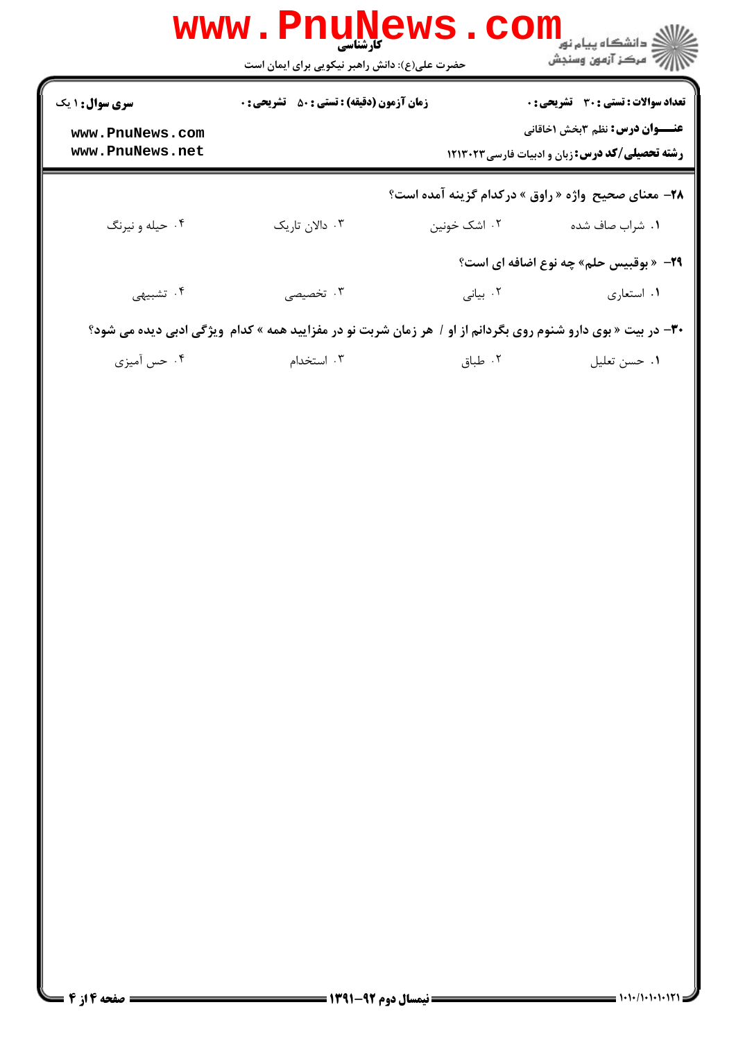**۲۸- معنای صحیح واژه « راوق » درکدام گزینه آمده است؟**

۱. شراب صاف شده　　۲. اشک خونین　　۳. دالان تاریک　　۴. حیله و نیرنگ

**۲۹- « بوقبیس حلم» چه نوع اضافه ای است؟**

۱. استعاری　　۲. بیانی　　۳. تخصیصی　　۴. تشبیهی

**۳۰- در بیت « بوی دارو شنوم روی بگردانم از او / هر زمان شربت نو در مفزایید همه » کدام ویژگی ادبی دیده می شود؟**

۱. حسن تعلیل　　۲. طباق　　۳. استخدام　　۴. حس آمیزی